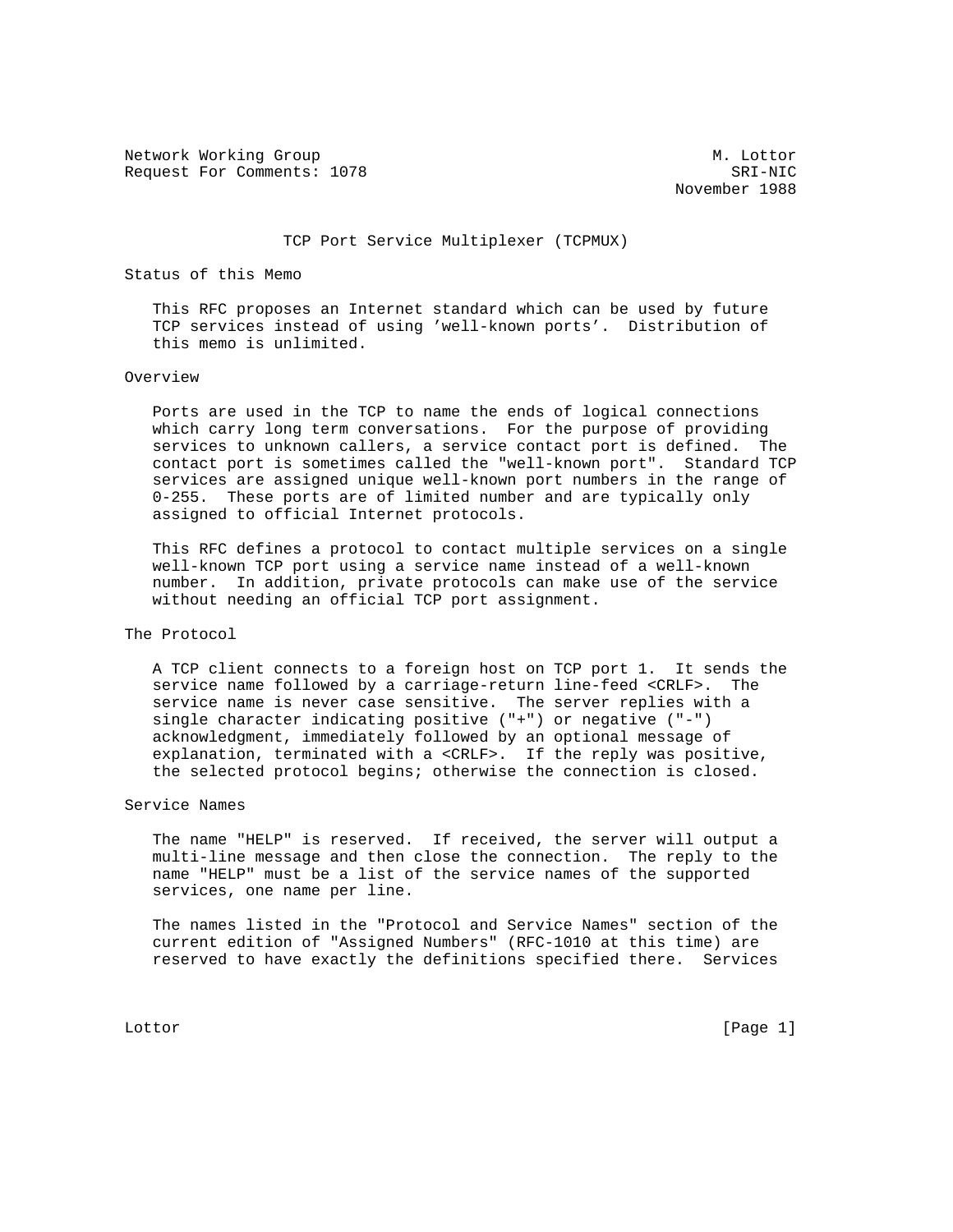Network Working Group M. Lottor
Request For Comments: 1078 SRI-NIC
November 1988

# TCP Port Service Multiplexer (TCPMUX)

## Status of this Memo

This RFC proposes an Internet standard which can be used by future TCP services instead of using 'well-known ports'. Distribution of this memo is unlimited.

## Overview

Ports are used in the TCP to name the ends of logical connections which carry long term conversations. For the purpose of providing services to unknown callers, a service contact port is defined. The contact port is sometimes called the "well-known port". Standard TCP services are assigned unique well-known port numbers in the range of 0-255. These ports are of limited number and are typically only assigned to official Internet protocols.

This RFC defines a protocol to contact multiple services on a single well-known TCP port using a service name instead of a well-known number. In addition, private protocols can make use of the service without needing an official TCP port assignment.

## The Protocol

A TCP client connects to a foreign host on TCP port 1. It sends the service name followed by a carriage-return line-feed <CRLF>. The service name is never case sensitive. The server replies with a single character indicating positive ("+") or negative ("-") acknowledgment, immediately followed by an optional message of explanation, terminated with a <CRLF>. If the reply was positive, the selected protocol begins; otherwise the connection is closed.

## Service Names

The name "HELP" is reserved. If received, the server will output a multi-line message and then close the connection. The reply to the name "HELP" must be a list of the service names of the supported services, one name per line.

The names listed in the "Protocol and Service Names" section of the current edition of "Assigned Numbers" (RFC-1010 at this time) are reserved to have exactly the definitions specified there. Services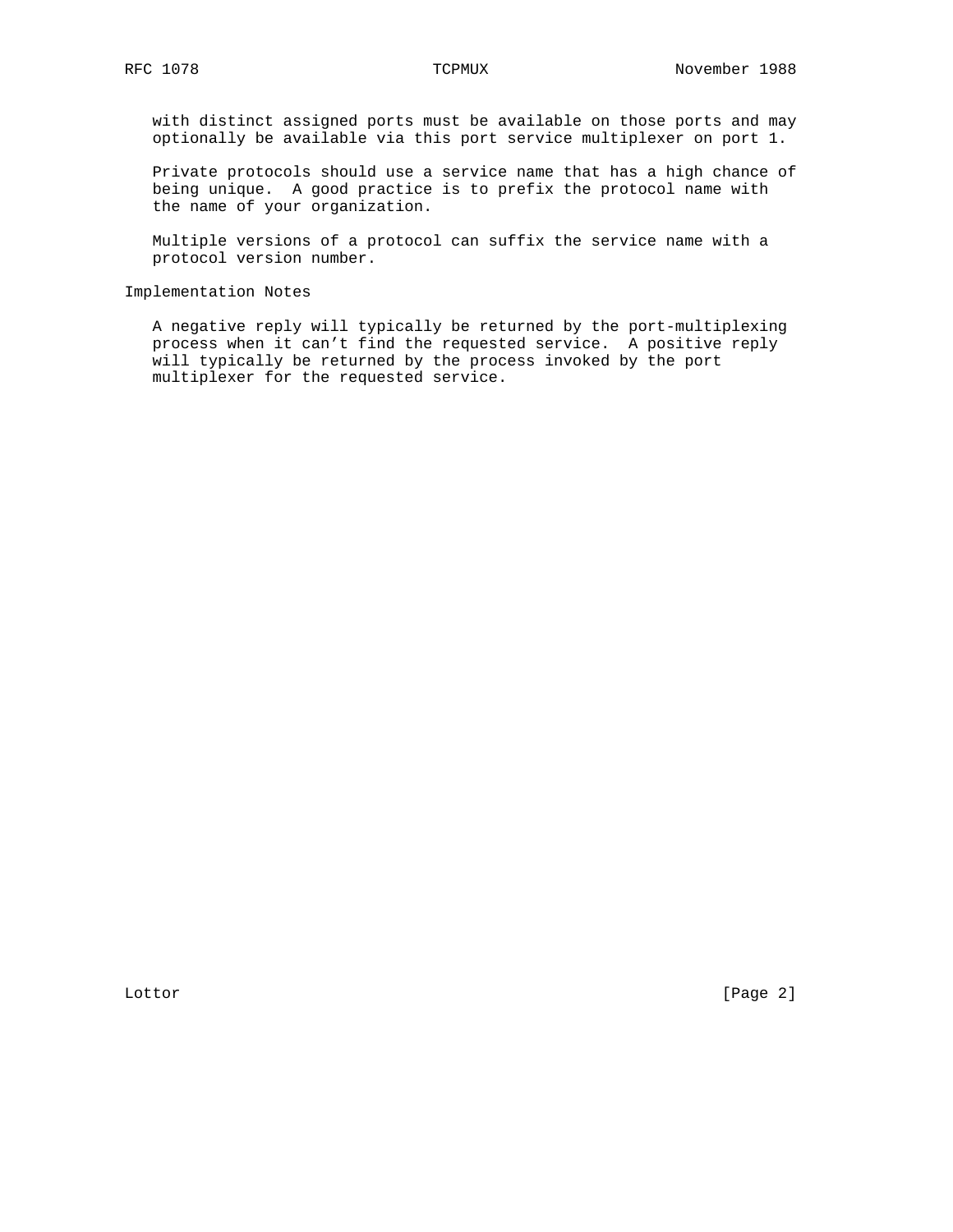with distinct assigned ports must be available on those ports and may optionally be available via this port service multiplexer on port 1.

Private protocols should use a service name that has a high chance of being unique. A good practice is to prefix the protocol name with the name of your organization.

Multiple versions of a protocol can suffix the service name with a protocol version number.

## Implementation Notes

A negative reply will typically be returned by the port-multiplexing process when it can't find the requested service. A positive reply will typically be returned by the process invoked by the port multiplexer for the requested service.